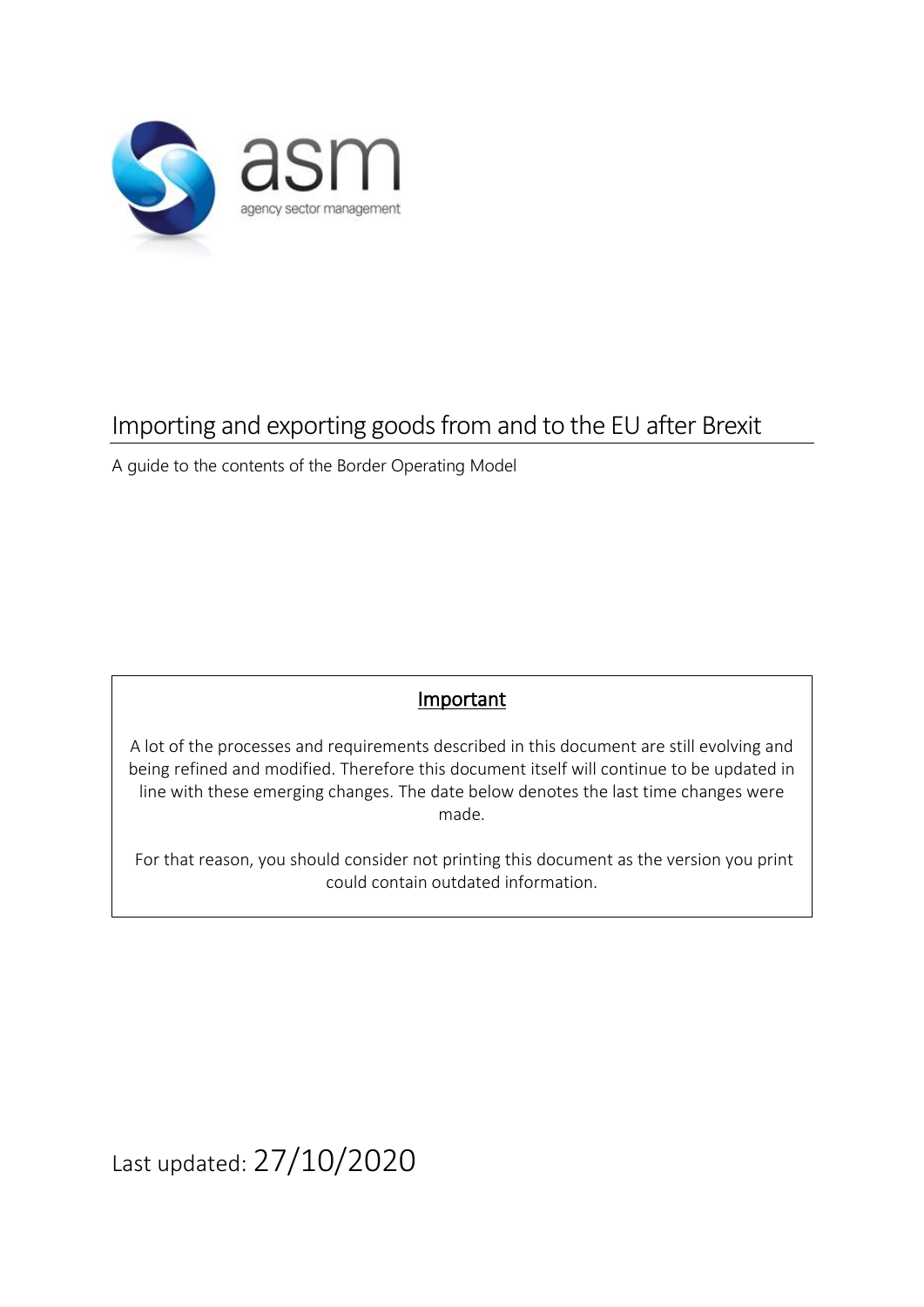asm

agency sector management

# Importing and exporting goods from and to the EU after Brexit

A guide to the contents of the Border Operating Model

**Important**

A lot of the processes and requirements described in this document are still evolving and being refined and modified. Therefore this document itself will continue to be updated in line with these emerging changes. The date below denotes the last time changes were made.

For that reason, you should consider not printing this document as the version you print could contain outdated information.

Last updated: 27/10/2020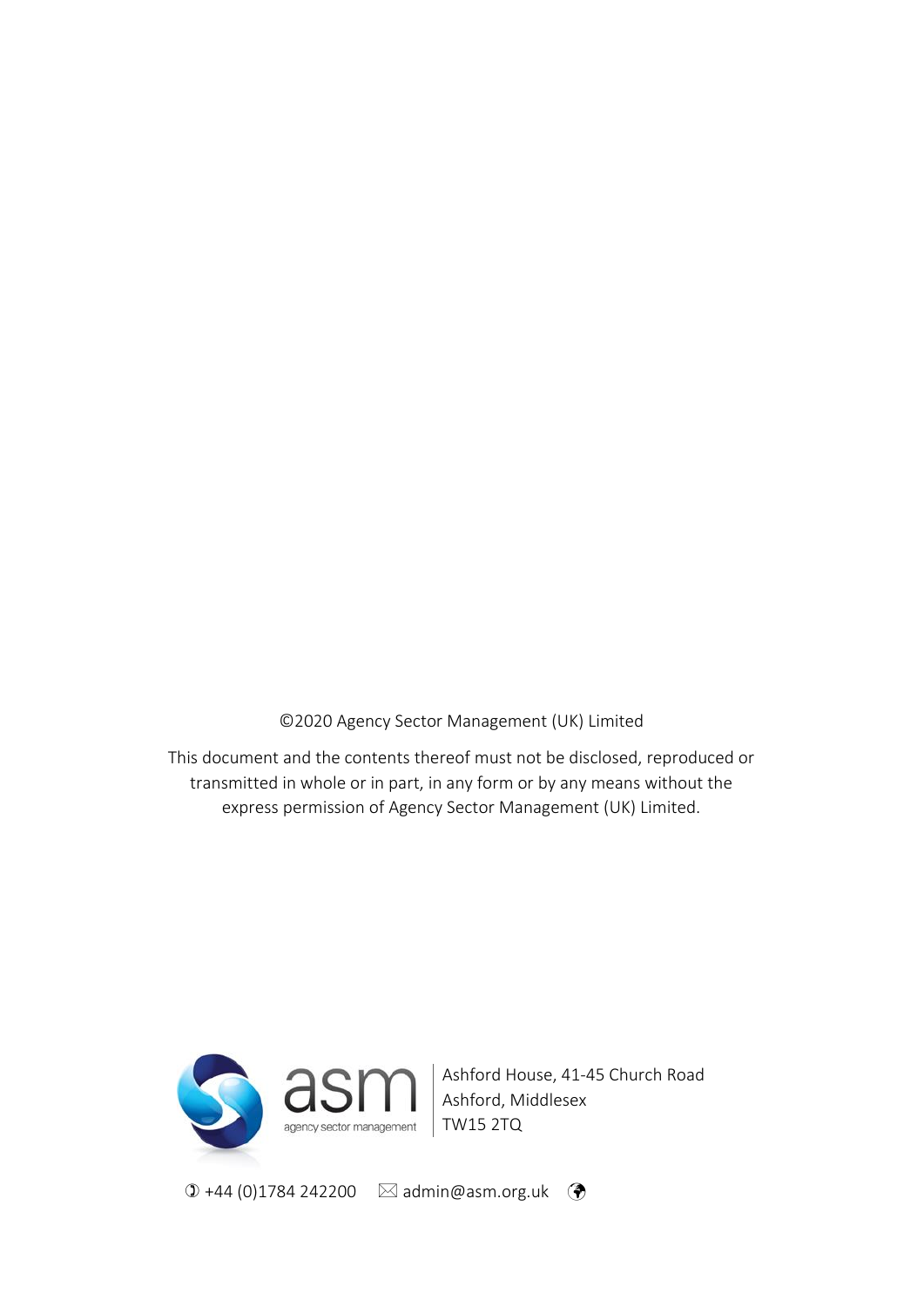©2020 Agency Sector Management (UK) Limited

This document and the contents thereof must not be disclosed, reproduced or transmitted in whole or in part, in any form or by any means without the express permission of Agency Sector Management (UK) Limited.

asm
agency sector management

Ashford House, 41-45 Church Road
Ashford, Middlesex
TW15 2TQ

+44 (0)1784 242200 admin@asm.org.uk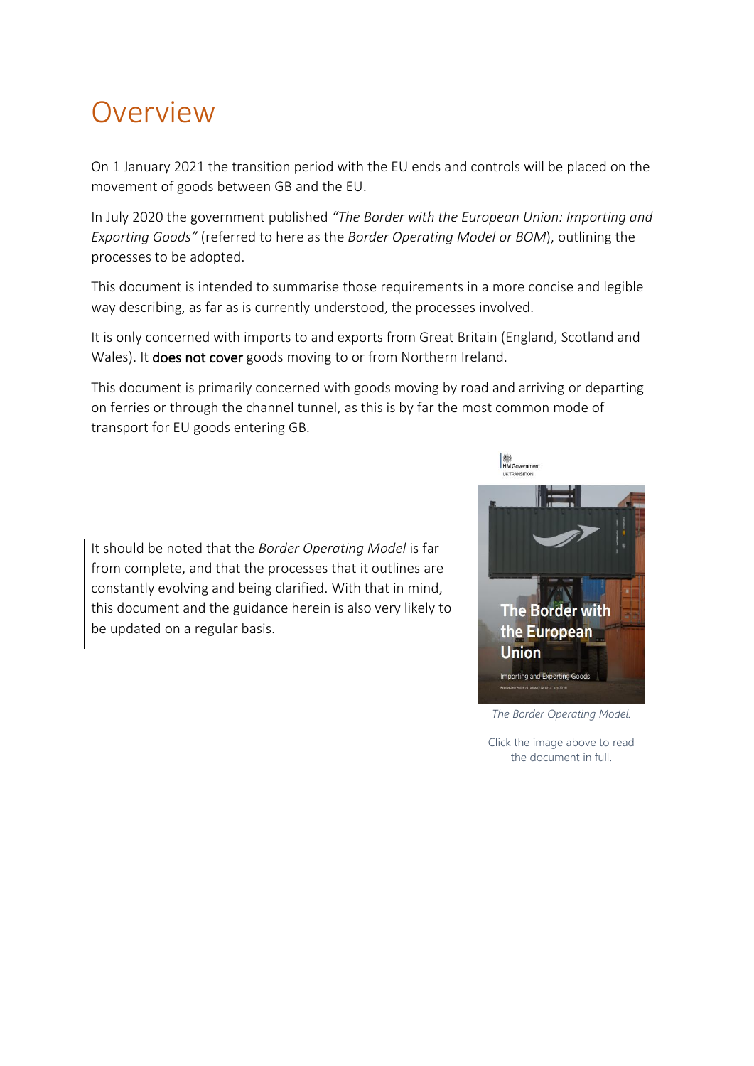# Overview

On 1 January 2021 the transition period with the EU ends and controls will be placed on the movement of goods between GB and the EU.

In July 2020 the government published *"The Border with the European Union: Importing and Exporting Goods"* (referred to here as the *Border Operating Model or BOM*), outlining the processes to be adopted.

This document is intended to summarise those requirements in a more concise and legible way describing, as far as is currently understood, the processes involved.

It is only concerned with imports to and exports from Great Britain (England, Scotland and Wales). It **does not cover** goods moving to or from Northern Ireland.

This document is primarily concerned with goods moving by road and arriving or departing on ferries or through the channel tunnel, as this is by far the most common mode of transport for EU goods entering GB.

It should be noted that the *Border Operating Model* is far from complete, and that the processes that it outlines are constantly evolving and being clarified. With that in mind, this document and the guidance herein is also very likely to be updated on a regular basis.

*The Border Operating Model.*

Click the image above to read the document in full.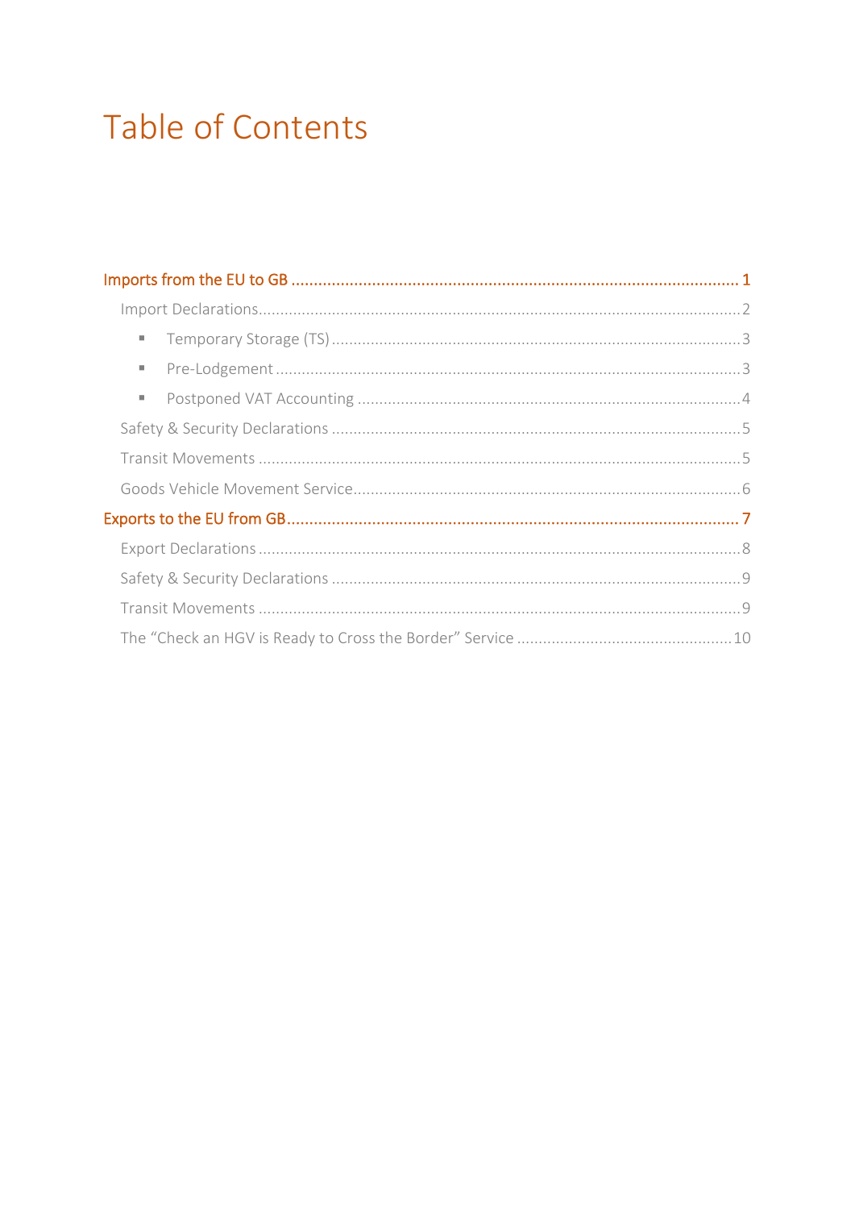# Table of Contents

- Imports from the EU to GB ..... 1
  - Import Declarations ..... 2
    - Temporary Storage (TS) ..... 3
    - Pre-Lodgement ..... 3
    - Postponed VAT Accounting ..... 4
  - Safety & Security Declarations ..... 5
  - Transit Movements ..... 5
  - Goods Vehicle Movement Service ..... 6
- Exports to the EU from GB ..... 7
  - Export Declarations ..... 8
  - Safety & Security Declarations ..... 9
  - Transit Movements ..... 9
  - The "Check an HGV is Ready to Cross the Border" Service ..... 10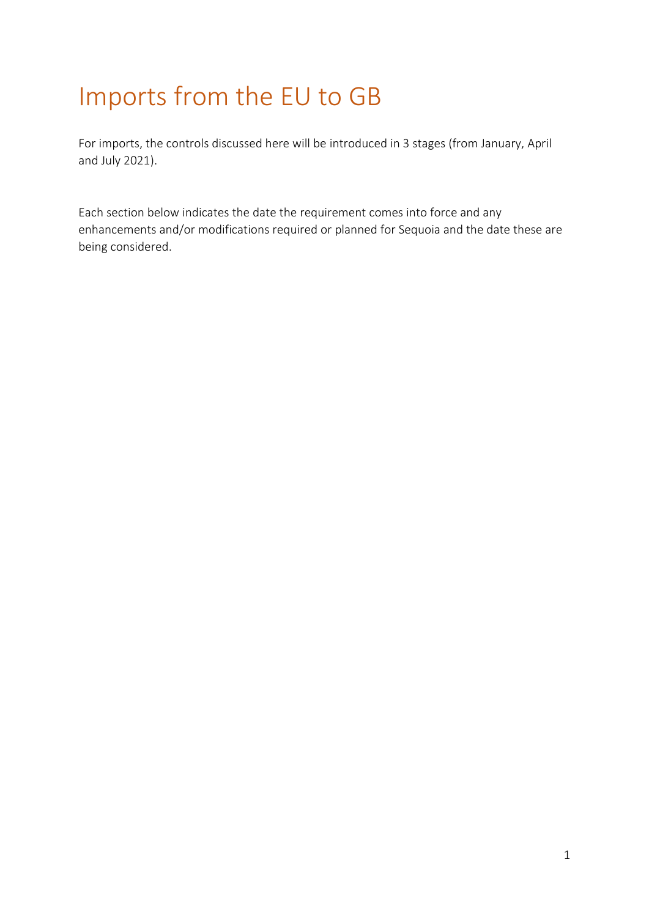# Imports from the EU to GB

For imports, the controls discussed here will be introduced in 3 stages (from January, April and July 2021).

Each section below indicates the date the requirement comes into force and any enhancements and/or modifications required or planned for Sequoia and the date these are being considered.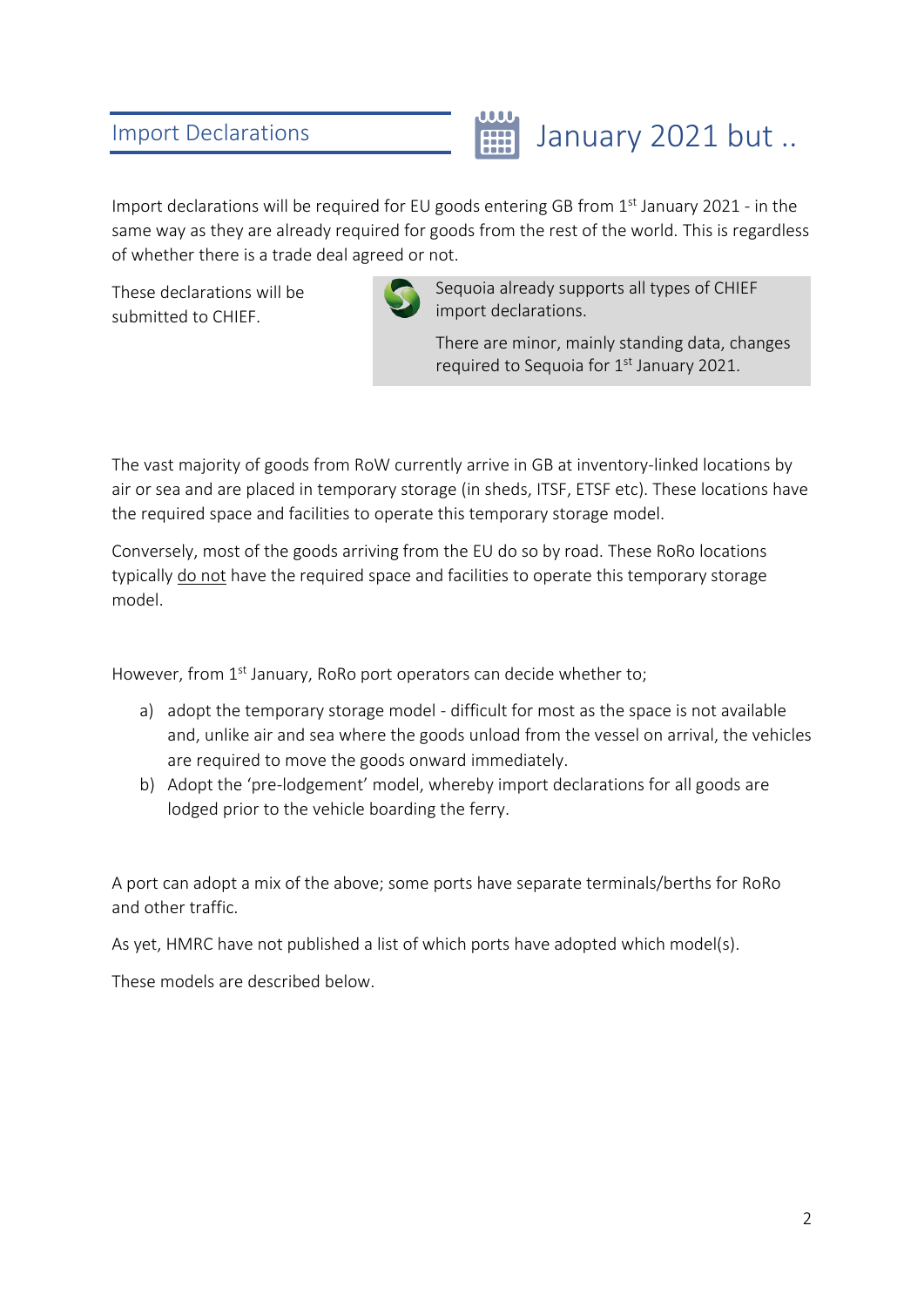## Import Declarations

## January 2021 but ..

Import declarations will be required for EU goods entering GB from 1st January 2021 - in the same way as they are already required for goods from the rest of the world. This is regardless of whether there is a trade deal agreed or not.

These declarations will be submitted to CHIEF.

> Sequoia already supports all types of CHIEF import declarations.
>
> There are minor, mainly standing data, changes required to Sequoia for 1st January 2021.

The vast majority of goods from RoW currently arrive in GB at inventory-linked locations by air or sea and are placed in temporary storage (in sheds, ITSF, ETSF etc). These locations have the required space and facilities to operate this temporary storage model.

Conversely, most of the goods arriving from the EU do so by road. These RoRo locations typically do not have the required space and facilities to operate this temporary storage model.

However, from 1st January, RoRo port operators can decide whether to;

a) adopt the temporary storage model - difficult for most as the space is not available and, unlike air and sea where the goods unload from the vessel on arrival, the vehicles are required to move the goods onward immediately.
b) Adopt the 'pre-lodgement' model, whereby import declarations for all goods are lodged prior to the vehicle boarding the ferry.

A port can adopt a mix of the above; some ports have separate terminals/berths for RoRo and other traffic.

As yet, HMRC have not published a list of which ports have adopted which model(s).

These models are described below.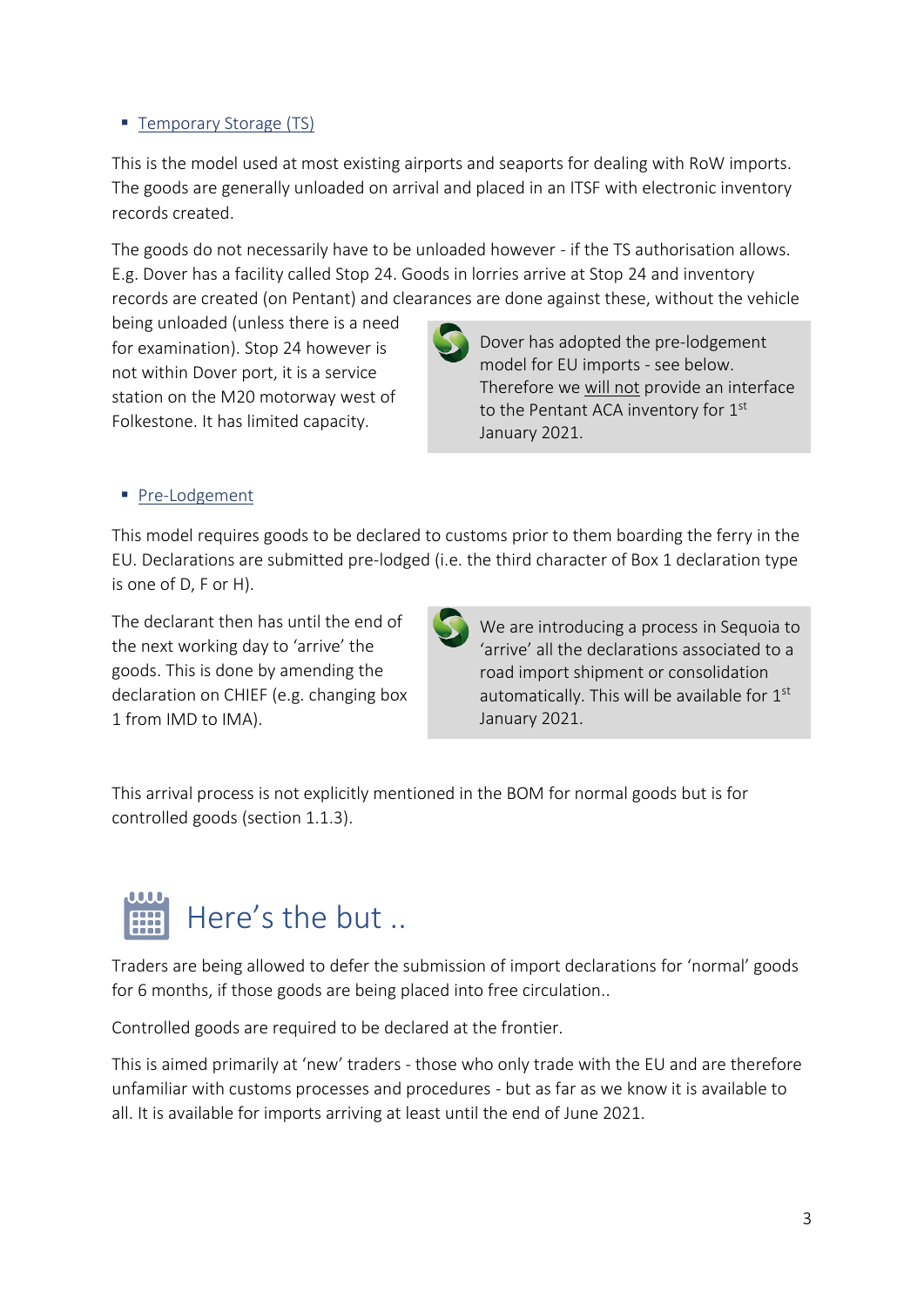- Temporary Storage (TS)

This is the model used at most existing airports and seaports for dealing with RoW imports. The goods are generally unloaded on arrival and placed in an ITSF with electronic inventory records created.

The goods do not necessarily have to be unloaded however - if the TS authorisation allows. E.g. Dover has a facility called Stop 24. Goods in lorries arrive at Stop 24 and inventory records are created (on Pentant) and clearances are done against these, without the vehicle being unloaded (unless there is a need for examination). Stop 24 however is not within Dover port, it is a service station on the M20 motorway west of Folkestone. It has limited capacity.

> Dover has adopted the pre-lodgement model for EU imports - see below. Therefore we will not provide an interface to the Pentant ACA inventory for 1st January 2021.

- Pre-Lodgement

This model requires goods to be declared to customs prior to them boarding the ferry in the EU. Declarations are submitted pre-lodged (i.e. the third character of Box 1 declaration type is one of D, F or H).

The declarant then has until the end of the next working day to 'arrive' the goods. This is done by amending the declaration on CHIEF (e.g. changing box 1 from IMD to IMA).

> We are introducing a process in Sequoia to 'arrive' all the declarations associated to a road import shipment or consolidation automatically. This will be available for 1st January 2021.

This arrival process is not explicitly mentioned in the BOM for normal goods but is for controlled goods (section 1.1.3).

# Here's the but ..

Traders are being allowed to defer the submission of import declarations for 'normal' goods for 6 months, if those goods are being placed into free circulation..

Controlled goods are required to be declared at the frontier.

This is aimed primarily at 'new' traders - those who only trade with the EU and are therefore unfamiliar with customs processes and procedures - but as far as we know it is available to all. It is available for imports arriving at least until the end of June 2021.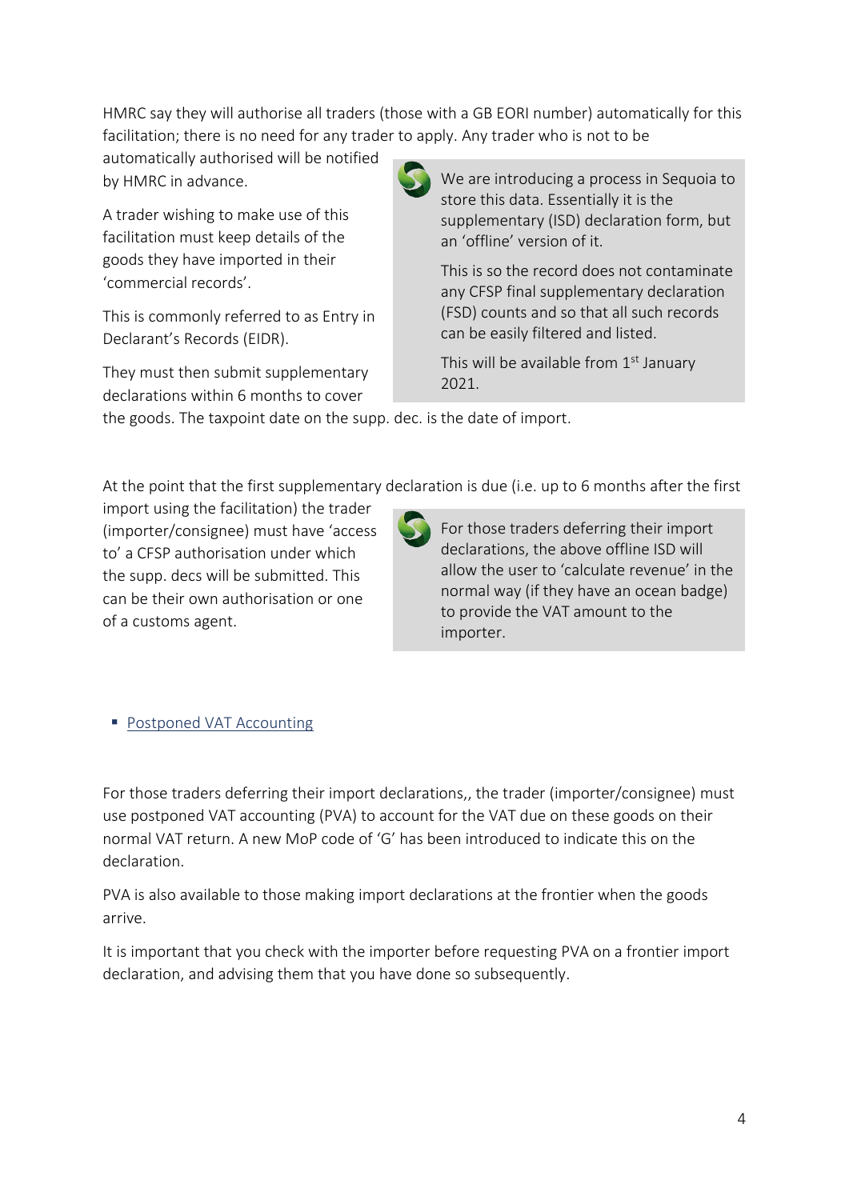HMRC say they will authorise all traders (those with a GB EORI number) automatically for this facilitation; there is no need for any trader to apply. Any trader who is not to be automatically authorised will be notified by HMRC in advance.

A trader wishing to make use of this facilitation must keep details of the goods they have imported in their 'commercial records'.

This is commonly referred to as Entry in Declarant's Records (EIDR).

They must then submit supplementary declarations within 6 months to cover the goods. The taxpoint date on the supp. dec. is the date of import.

> We are introducing a process in Sequoia to store this data. Essentially it is the supplementary (ISD) declaration form, but an 'offline' version of it.
>
> This is so the record does not contaminate any CFSP final supplementary declaration (FSD) counts and so that all such records can be easily filtered and listed.
>
> This will be available from 1st January 2021.

At the point that the first supplementary declaration is due (i.e. up to 6 months after the first import using the facilitation) the trader (importer/consignee) must have 'access to' a CFSP authorisation under which the supp. decs will be submitted. This can be their own authorisation or one of a customs agent.

> For those traders deferring their import declarations, the above offline ISD will allow the user to 'calculate revenue' in the normal way (if they have an ocean badge) to provide the VAT amount to the importer.

- Postponed VAT Accounting

For those traders deferring their import declarations,, the trader (importer/consignee) must use postponed VAT accounting (PVA) to account for the VAT due on these goods on their normal VAT return. A new MoP code of 'G' has been introduced to indicate this on the declaration.

PVA is also available to those making import declarations at the frontier when the goods arrive.

It is important that you check with the importer before requesting PVA on a frontier import declaration, and advising them that you have done so subsequently.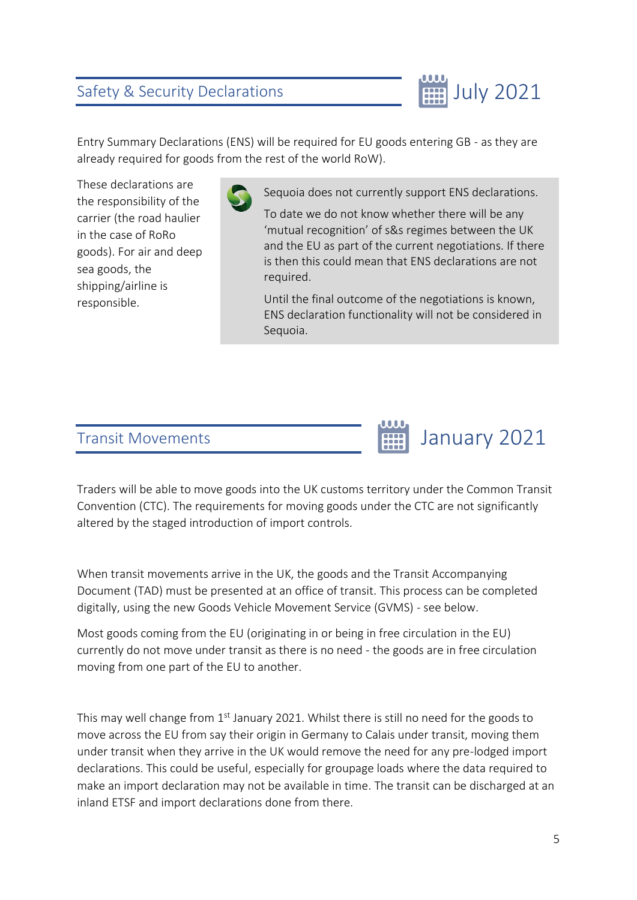## Safety & Security Declarations

July 2021

Entry Summary Declarations (ENS) will be required for EU goods entering GB - as they are already required for goods from the rest of the world RoW).

These declarations are the responsibility of the carrier (the road haulier in the case of RoRo goods). For air and deep sea goods, the shipping/airline is responsible.

> Sequoia does not currently support ENS declarations.
>
> To date we do not know whether there will be any 'mutual recognition' of s&s regimes between the UK and the EU as part of the current negotiations. If there is then this could mean that ENS declarations are not required.
>
> Until the final outcome of the negotiations is known, ENS declaration functionality will not be considered in Sequoia.

## Transit Movements

January 2021

Traders will be able to move goods into the UK customs territory under the Common Transit Convention (CTC). The requirements for moving goods under the CTC are not significantly altered by the staged introduction of import controls.

When transit movements arrive in the UK, the goods and the Transit Accompanying Document (TAD) must be presented at an office of transit. This process can be completed digitally, using the new Goods Vehicle Movement Service (GVMS) - see below.

Most goods coming from the EU (originating in or being in free circulation in the EU) currently do not move under transit as there is no need - the goods are in free circulation moving from one part of the EU to another.

This may well change from 1st January 2021. Whilst there is still no need for the goods to move across the EU from say their origin in Germany to Calais under transit, moving them under transit when they arrive in the UK would remove the need for any pre-lodged import declarations. This could be useful, especially for groupage loads where the data required to make an import declaration may not be available in time. The transit can be discharged at an inland ETSF and import declarations done from there.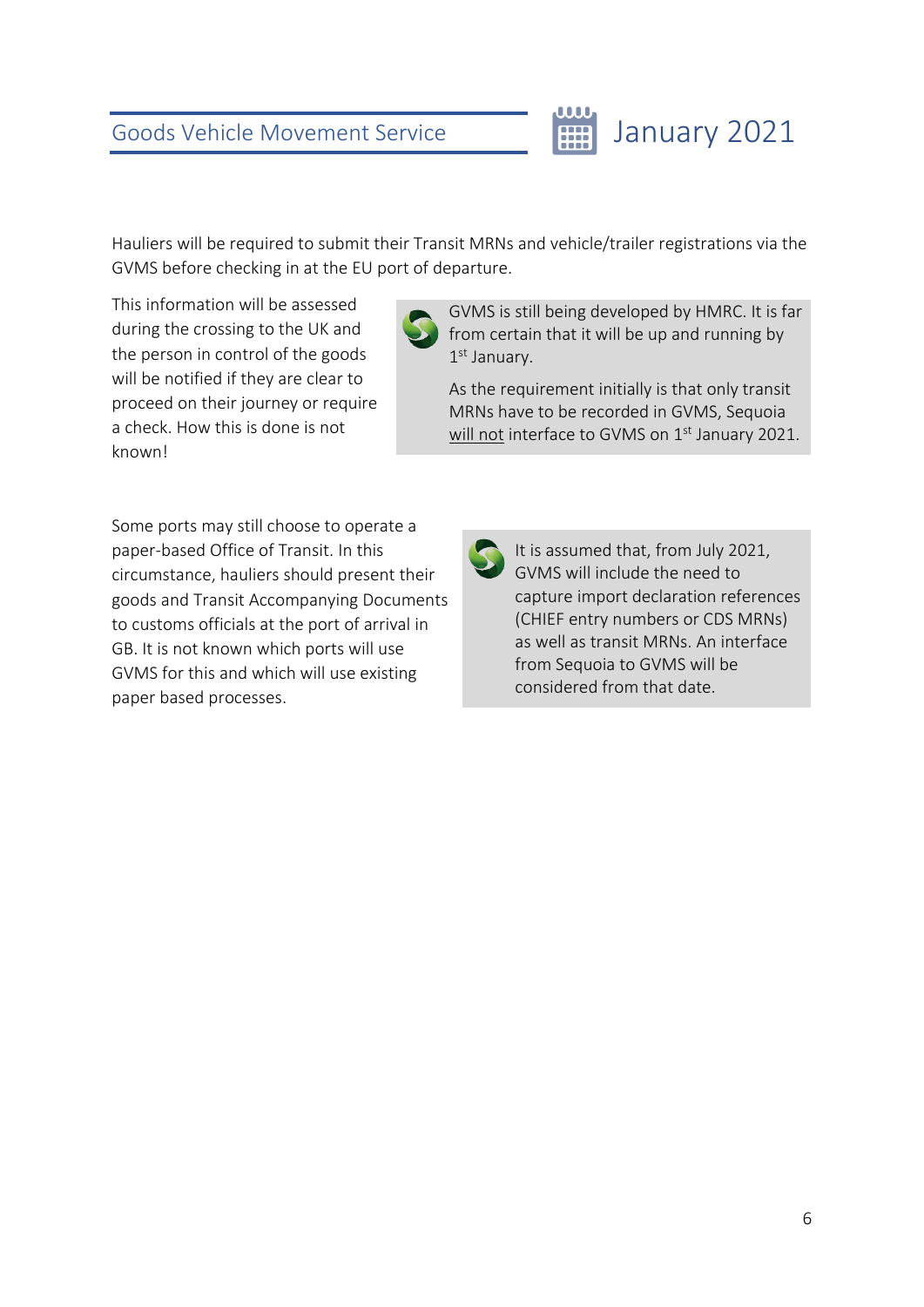## Goods Vehicle Movement Service

## January 2021

Hauliers will be required to submit their Transit MRNs and vehicle/trailer registrations via the GVMS before checking in at the EU port of departure.

This information will be assessed during the crossing to the UK and the person in control of the goods will be notified if they are clear to proceed on their journey or require a check. How this is done is not known!

> GVMS is still being developed by HMRC. It is far from certain that it will be up and running by 1st January.
>
> As the requirement initially is that only transit MRNs have to be recorded in GVMS, Sequoia will not interface to GVMS on 1st January 2021.

Some ports may still choose to operate a paper-based Office of Transit. In this circumstance, hauliers should present their goods and Transit Accompanying Documents to customs officials at the port of arrival in GB. It is not known which ports will use GVMS for this and which will use existing paper based processes.

> It is assumed that, from July 2021, GVMS will include the need to capture import declaration references (CHIEF entry numbers or CDS MRNs) as well as transit MRNs. An interface from Sequoia to GVMS will be considered from that date.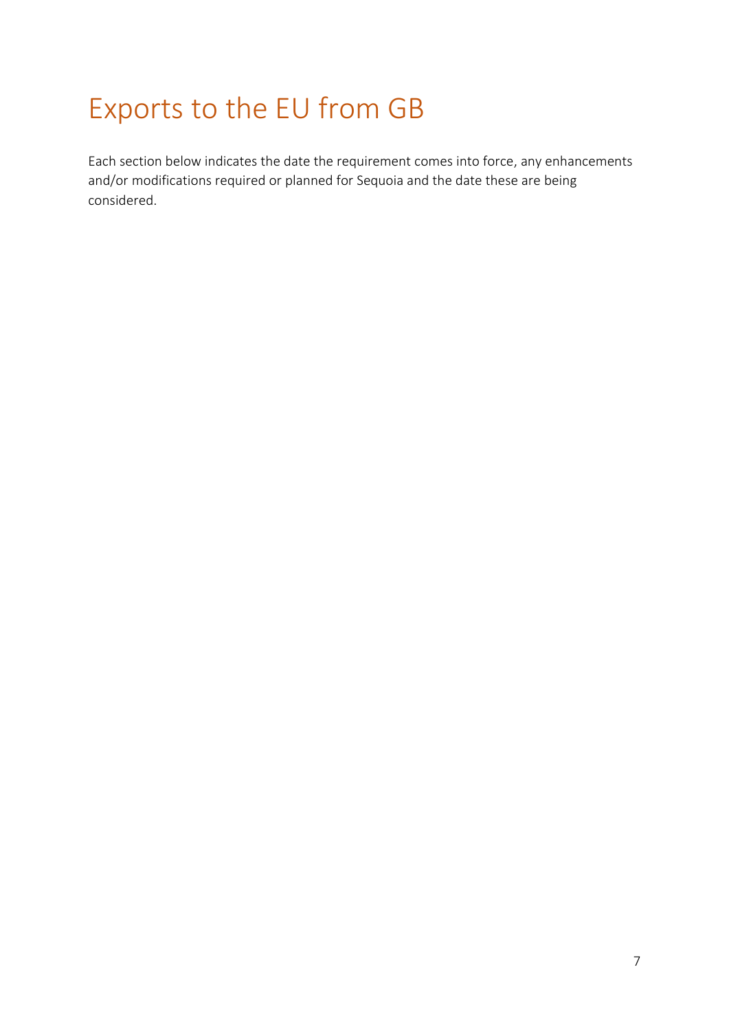# Exports to the EU from GB

Each section below indicates the date the requirement comes into force, any enhancements and/or modifications required or planned for Sequoia and the date these are being considered.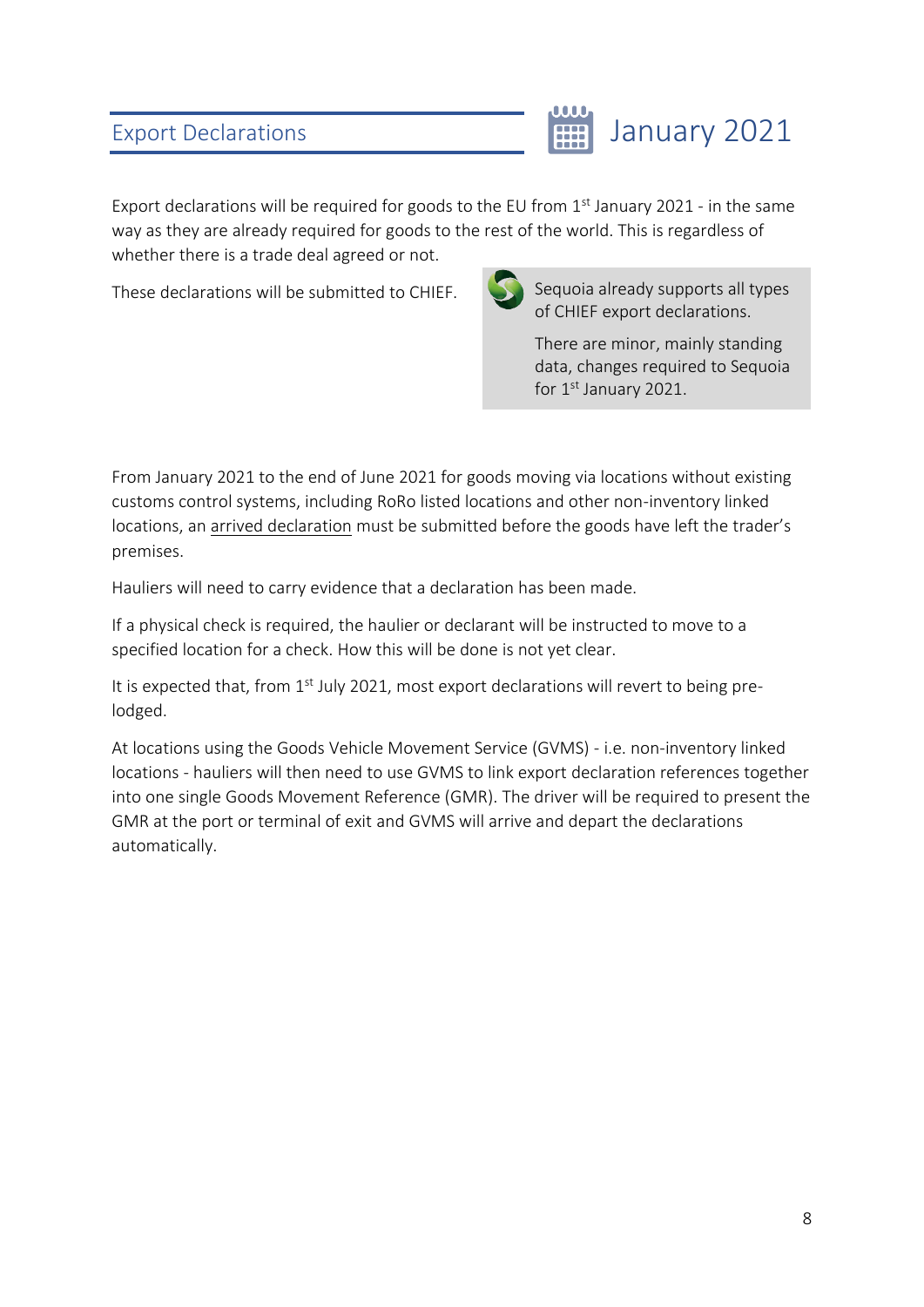## Export Declarations

## January 2021

Export declarations will be required for goods to the EU from 1st January 2021 - in the same way as they are already required for goods to the rest of the world. This is regardless of whether there is a trade deal agreed or not.

These declarations will be submitted to CHIEF.

> Sequoia already supports all types of CHIEF export declarations.
>
> There are minor, mainly standing data, changes required to Sequoia for 1st January 2021.

From January 2021 to the end of June 2021 for goods moving via locations without existing customs control systems, including RoRo listed locations and other non-inventory linked locations, an arrived declaration must be submitted before the goods have left the trader's premises.

Hauliers will need to carry evidence that a declaration has been made.

If a physical check is required, the haulier or declarant will be instructed to move to a specified location for a check. How this will be done is not yet clear.

It is expected that, from 1st July 2021, most export declarations will revert to being pre-lodged.

At locations using the Goods Vehicle Movement Service (GVMS) - i.e. non-inventory linked locations - hauliers will then need to use GVMS to link export declaration references together into one single Goods Movement Reference (GMR). The driver will be required to present the GMR at the port or terminal of exit and GVMS will arrive and depart the declarations automatically.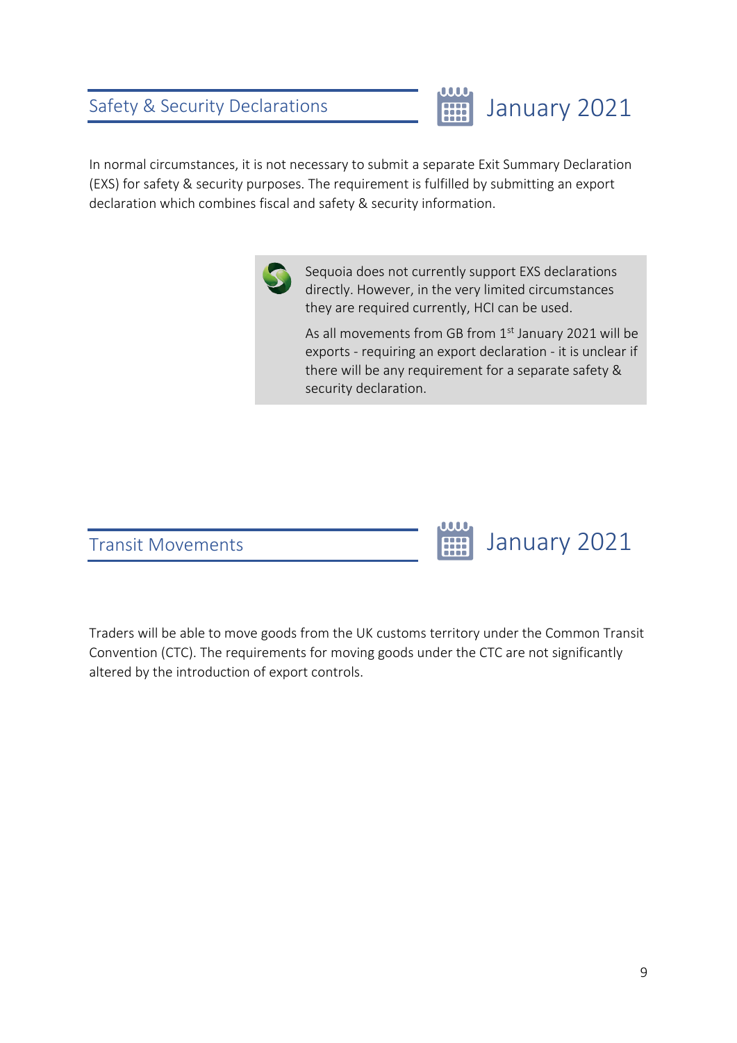## Safety & Security Declarations

January 2021

In normal circumstances, it is not necessary to submit a separate Exit Summary Declaration (EXS) for safety & security purposes. The requirement is fulfilled by submitting an export declaration which combines fiscal and safety & security information.

> Sequoia does not currently support EXS declarations directly. However, in the very limited circumstances they are required currently, HCI can be used.
>
> As all movements from GB from 1st January 2021 will be exports - requiring an export declaration - it is unclear if there will be any requirement for a separate safety & security declaration.

## Transit Movements

January 2021

Traders will be able to move goods from the UK customs territory under the Common Transit Convention (CTC). The requirements for moving goods under the CTC are not significantly altered by the introduction of export controls.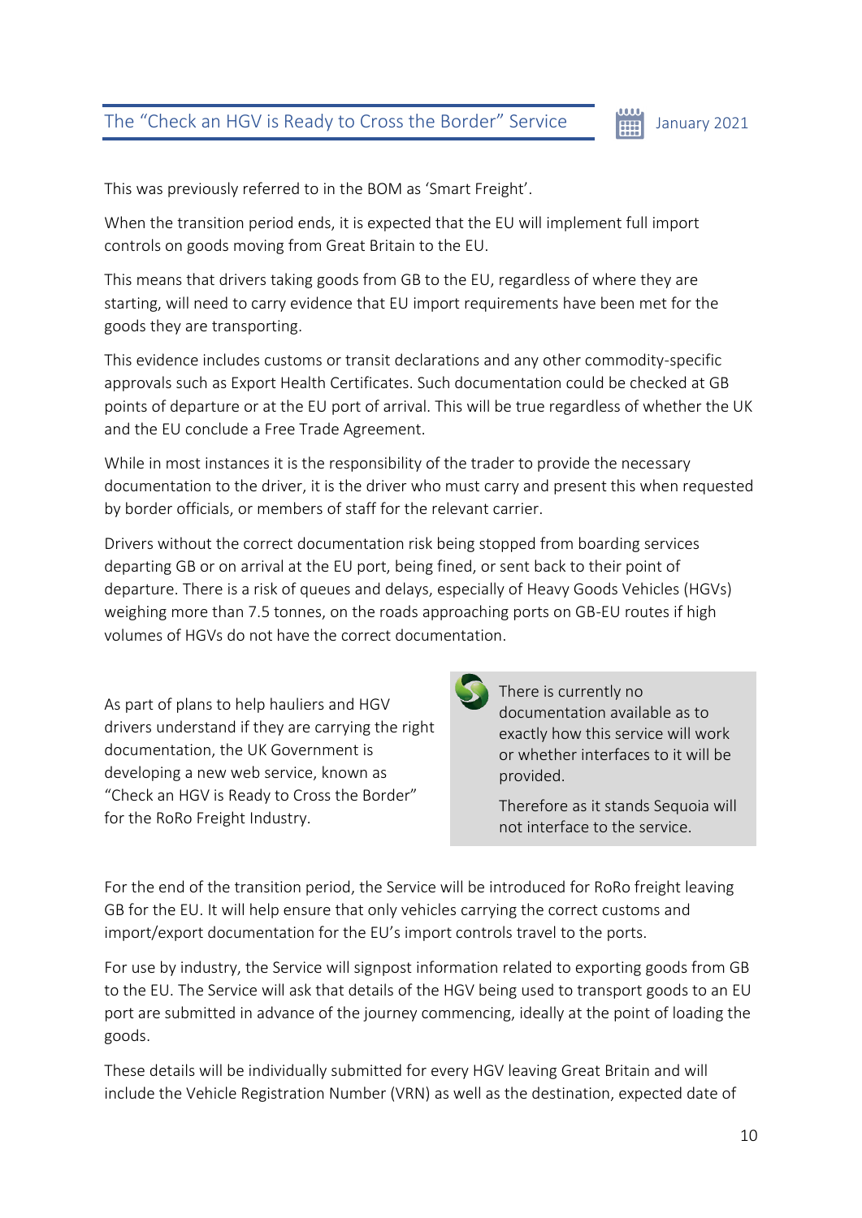## The "Check an HGV is Ready to Cross the Border" Service

This was previously referred to in the BOM as 'Smart Freight'.

When the transition period ends, it is expected that the EU will implement full import controls on goods moving from Great Britain to the EU.

This means that drivers taking goods from GB to the EU, regardless of where they are starting, will need to carry evidence that EU import requirements have been met for the goods they are transporting.

This evidence includes customs or transit declarations and any other commodity-specific approvals such as Export Health Certificates. Such documentation could be checked at GB points of departure or at the EU port of arrival. This will be true regardless of whether the UK and the EU conclude a Free Trade Agreement.

While in most instances it is the responsibility of the trader to provide the necessary documentation to the driver, it is the driver who must carry and present this when requested by border officials, or members of staff for the relevant carrier.

Drivers without the correct documentation risk being stopped from boarding services departing GB or on arrival at the EU port, being fined, or sent back to their point of departure. There is a risk of queues and delays, especially of Heavy Goods Vehicles (HGVs) weighing more than 7.5 tonnes, on the roads approaching ports on GB-EU routes if high volumes of HGVs do not have the correct documentation.

As part of plans to help hauliers and HGV drivers understand if they are carrying the right documentation, the UK Government is developing a new web service, known as "Check an HGV is Ready to Cross the Border" for the RoRo Freight Industry.

> There is currently no documentation available as to exactly how this service will work or whether interfaces to it will be provided.
>
> Therefore as it stands Sequoia will not interface to the service.

For the end of the transition period, the Service will be introduced for RoRo freight leaving GB for the EU. It will help ensure that only vehicles carrying the correct customs and import/export documentation for the EU's import controls travel to the ports.

For use by industry, the Service will signpost information related to exporting goods from GB to the EU. The Service will ask that details of the HGV being used to transport goods to an EU port are submitted in advance of the journey commencing, ideally at the point of loading the goods.

These details will be individually submitted for every HGV leaving Great Britain and will include the Vehicle Registration Number (VRN) as well as the destination, expected date of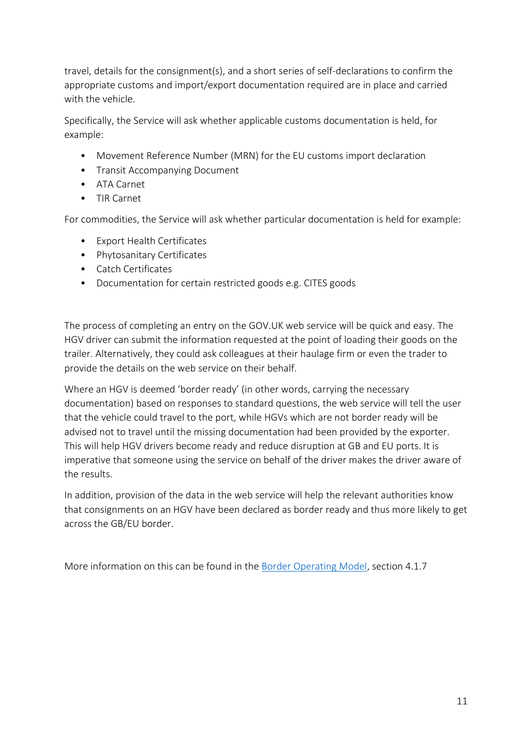travel, details for the consignment(s), and a short series of self-declarations to confirm the appropriate customs and import/export documentation required are in place and carried with the vehicle.

Specifically, the Service will ask whether applicable customs documentation is held, for example:

- Movement Reference Number (MRN) for the EU customs import declaration
- Transit Accompanying Document
- ATA Carnet
- TIR Carnet

For commodities, the Service will ask whether particular documentation is held for example:

- Export Health Certificates
- Phytosanitary Certificates
- Catch Certificates
- Documentation for certain restricted goods e.g. CITES goods

The process of completing an entry on the GOV.UK web service will be quick and easy. The HGV driver can submit the information requested at the point of loading their goods on the trailer. Alternatively, they could ask colleagues at their haulage firm or even the trader to provide the details on the web service on their behalf.

Where an HGV is deemed 'border ready' (in other words, carrying the necessary documentation) based on responses to standard questions, the web service will tell the user that the vehicle could travel to the port, while HGVs which are not border ready will be advised not to travel until the missing documentation had been provided by the exporter. This will help HGV drivers become ready and reduce disruption at GB and EU ports. It is imperative that someone using the service on behalf of the driver makes the driver aware of the results.

In addition, provision of the data in the web service will help the relevant authorities know that consignments on an HGV have been declared as border ready and thus more likely to get across the GB/EU border.

More information on this can be found in the Border Operating Model, section 4.1.7